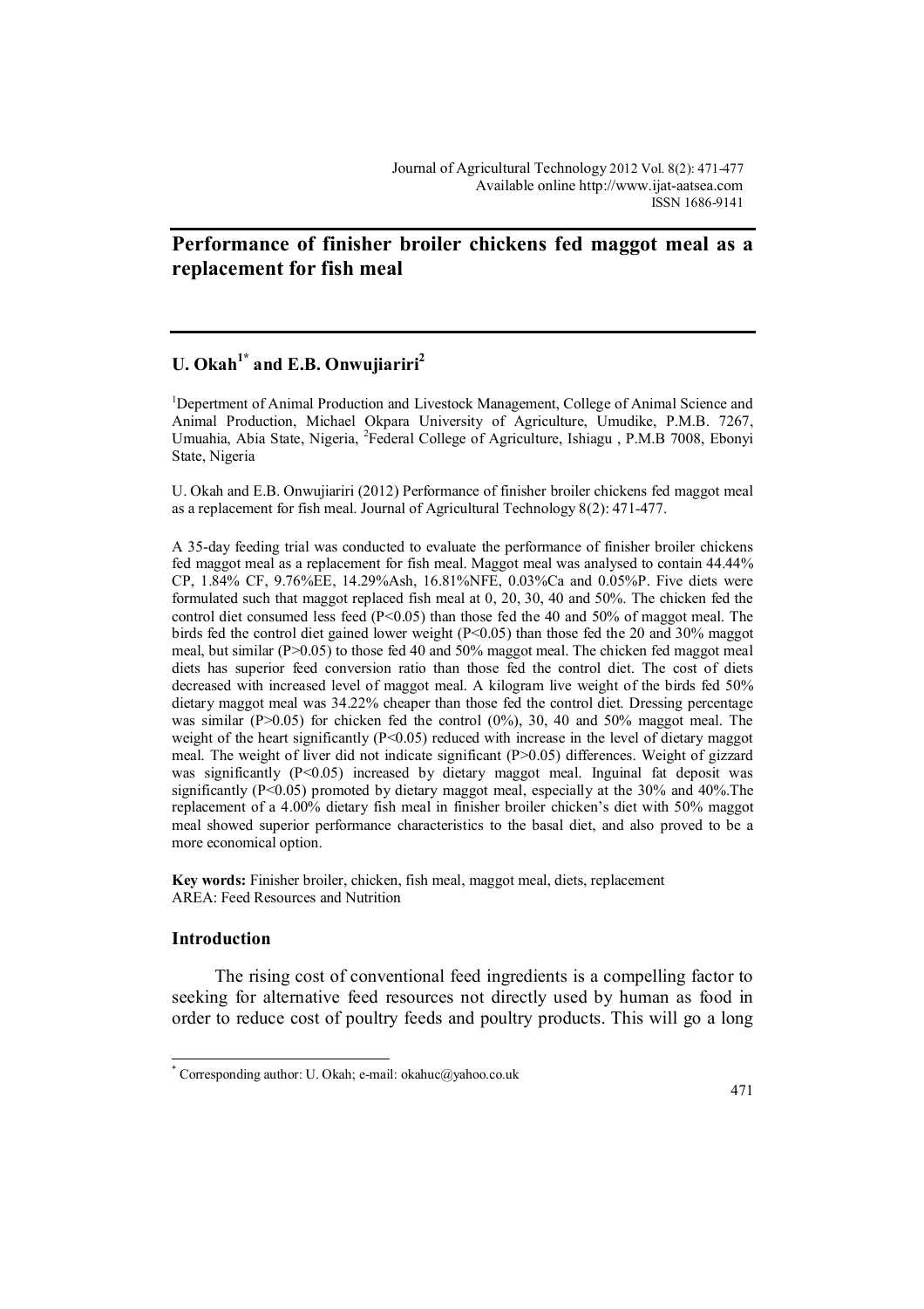# Performance of finisher broiler chickens fed maggot meal as a replacement for fish meal

## U. Okah[1*] and E.B. Onwujiariri[2]

[1]Depertment of Animal Production and Livestock Management, College of Animal Science and Animal Production, Michael Okpara University of Agriculture, Umudike, P.M.B. 7267, Umuahia, Abia State, Nigeria, [2]Federal College of Agriculture, Ishiagu , P.M.B 7008, Ebonyi State, Nigeria

U. Okah and E.B. Onwujiariri (2012) Performance of finisher broiler chickens fed maggot meal as a replacement for fish meal. Journal of Agricultural Technology 8(2): 471-477.

A 35-day feeding trial was conducted to evaluate the performance of finisher broiler chickens fed maggot meal as a replacement for fish meal. Maggot meal was analysed to contain 44.44% CP, 1.84% CF, 9.76%EE, 14.29%Ash, 16.81%NFE, 0.03%Ca and 0.05%P. Five diets were formulated such that maggot replaced fish meal at 0, 20, 30, 40 and 50%. The chicken fed the control diet consumed less feed ($P<0.05$) than those fed the 40 and 50% of maggot meal. The birds fed the control diet gained lower weight ($P<0.05$) than those fed the 20 and 30% maggot meal, but similar ($P>0.05$) to those fed 40 and 50% maggot meal. The chicken fed maggot meal diets has superior feed conversion ratio than those fed the control diet. The cost of diets decreased with increased level of maggot meal. A kilogram live weight of the birds fed 50% dietary maggot meal was 34.22% cheaper than those fed the control diet. Dressing percentage was similar ($P>0.05$) for chicken fed the control (0%), 30, 40 and 50% maggot meal. The weight of the heart significantly ($P<0.05$) reduced with increase in the level of dietary maggot meal. The weight of liver did not indicate significant ($P>0.05$) differences. Weight of gizzard was significantly ($P<0.05$) increased by dietary maggot meal. Inguinal fat deposit was significantly ($P<0.05$) promoted by dietary maggot meal, especially at the 30% and 40%.The replacement of a 4.00% dietary fish meal in finisher broiler chicken's diet with 50% maggot meal showed superior performance characteristics to the basal diet, and also proved to be a more economical option.

**Key words:** Finisher broiler, chicken, fish meal, maggot meal, diets, replacement
AREA: Feed Resources and Nutrition

### Introduction

The rising cost of conventional feed ingredients is a compelling factor to seeking for alternative feed resources not directly used by human as food in order to reduce cost of poultry feeds and poultry products. This will go a long

[*] Corresponding author: U. Okah; e-mail: okahuc@yahoo.co.uk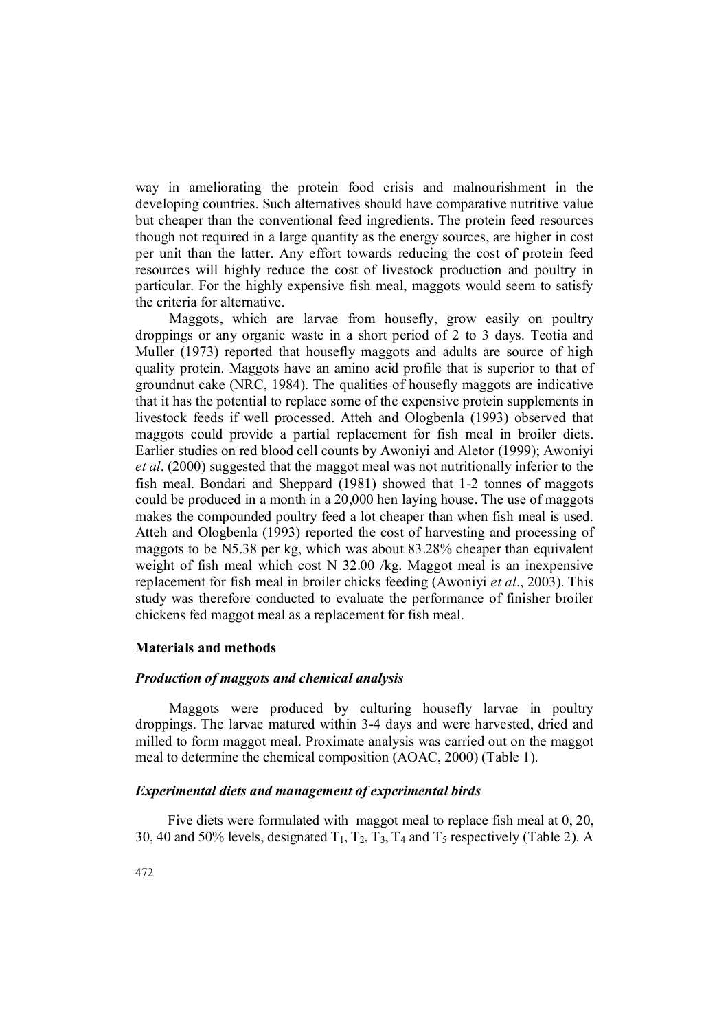way in ameliorating the protein food crisis and malnourishment in the developing countries. Such alternatives should have comparative nutritive value but cheaper than the conventional feed ingredients. The protein feed resources though not required in a large quantity as the energy sources, are higher in cost per unit than the latter. Any effort towards reducing the cost of protein feed resources will highly reduce the cost of livestock production and poultry in particular. For the highly expensive fish meal, maggots would seem to satisfy the criteria for alternative.

Maggots, which are larvae from housefly, grow easily on poultry droppings or any organic waste in a short period of 2 to 3 days. Teotia and Muller (1973) reported that housefly maggots and adults are source of high quality protein. Maggots have an amino acid profile that is superior to that of groundnut cake (NRC, 1984). The qualities of housefly maggots are indicative that it has the potential to replace some of the expensive protein supplements in livestock feeds if well processed. Atteh and Ologbenla (1993) observed that maggots could provide a partial replacement for fish meal in broiler diets. Earlier studies on red blood cell counts by Awoniyi and Aletor (1999); Awoniyi *et al*. (2000) suggested that the maggot meal was not nutritionally inferior to the fish meal. Bondari and Sheppard (1981) showed that 1-2 tonnes of maggots could be produced in a month in a 20,000 hen laying house. The use of maggots makes the compounded poultry feed a lot cheaper than when fish meal is used. Atteh and Ologbenla (1993) reported the cost of harvesting and processing of maggots to be N5.38 per kg, which was about 83.28% cheaper than equivalent weight of fish meal which cost N 32.00 /kg. Maggot meal is an inexpensive replacement for fish meal in broiler chicks feeding (Awoniyi *et al*., 2003). This study was therefore conducted to evaluate the performance of finisher broiler chickens fed maggot meal as a replacement for fish meal.

## Materials and methods

### *Production of maggots and chemical analysis*

Maggots were produced by culturing housefly larvae in poultry droppings. The larvae matured within 3-4 days and were harvested, dried and milled to form maggot meal. Proximate analysis was carried out on the maggot meal to determine the chemical composition (AOAC, 2000) (Table 1).

### *Experimental diets and management of experimental birds*

Five diets were formulated with maggot meal to replace fish meal at 0, 20, 30, 40 and 50% levels, designated $T_1$, $T_2$, $T_3$, $T_4$ and $T_5$ respectively (Table 2). A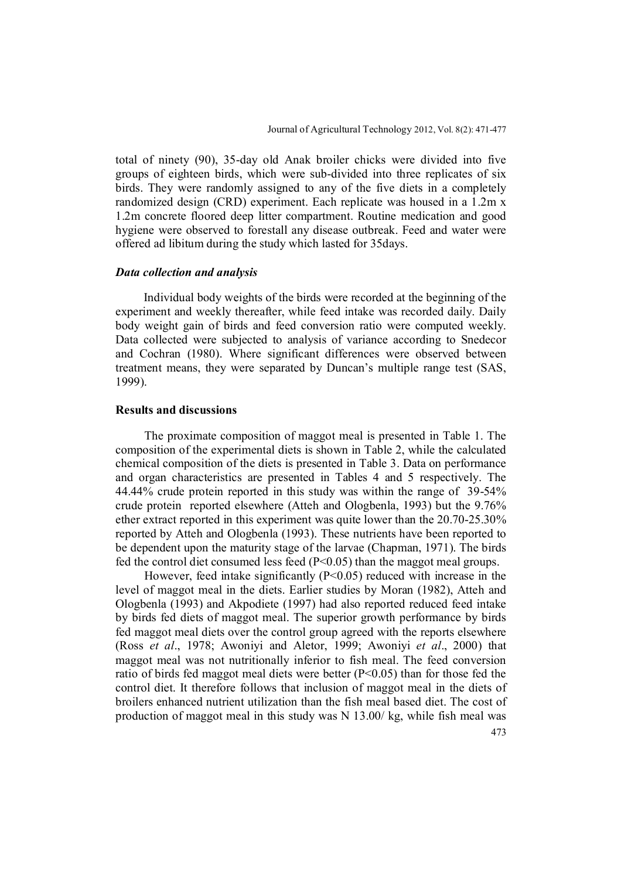total of ninety (90), 35-day old Anak broiler chicks were divided into five groups of eighteen birds, which were sub-divided into three replicates of six birds. They were randomly assigned to any of the five diets in a completely randomized design (CRD) experiment. Each replicate was housed in a 1.2m x 1.2m concrete floored deep litter compartment. Routine medication and good hygiene were observed to forestall any disease outbreak. Feed and water were offered ad libitum during the study which lasted for 35days.

### *Data collection and analysis*

Individual body weights of the birds were recorded at the beginning of the experiment and weekly thereafter, while feed intake was recorded daily. Daily body weight gain of birds and feed conversion ratio were computed weekly. Data collected were subjected to analysis of variance according to Snedecor and Cochran (1980). Where significant differences were observed between treatment means, they were separated by Duncan's multiple range test (SAS, 1999).

## Results and discussions

The proximate composition of maggot meal is presented in Table 1. The composition of the experimental diets is shown in Table 2, while the calculated chemical composition of the diets is presented in Table 3. Data on performance and organ characteristics are presented in Tables 4 and 5 respectively. The 44.44% crude protein reported in this study was within the range of 39-54% crude protein reported elsewhere (Atteh and Ologbenla, 1993) but the 9.76% ether extract reported in this experiment was quite lower than the 20.70-25.30% reported by Atteh and Ologbenla (1993). These nutrients have been reported to be dependent upon the maturity stage of the larvae (Chapman, 1971). The birds fed the control diet consumed less feed ($P<0.05$) than the maggot meal groups.

However, feed intake significantly ($P<0.05$) reduced with increase in the level of maggot meal in the diets. Earlier studies by Moran (1982), Atteh and Ologbenla (1993) and Akpodiete (1997) had also reported reduced feed intake by birds fed diets of maggot meal. The superior growth performance by birds fed maggot meal diets over the control group agreed with the reports elsewhere (Ross *et al*., 1978; Awoniyi and Aletor, 1999; Awoniyi *et al*., 2000) that maggot meal was not nutritionally inferior to fish meal. The feed conversion ratio of birds fed maggot meal diets were better ($P<0.05$) than for those fed the control diet. It therefore follows that inclusion of maggot meal in the diets of broilers enhanced nutrient utilization than the fish meal based diet. The cost of production of maggot meal in this study was N 13.00/ kg, while fish meal was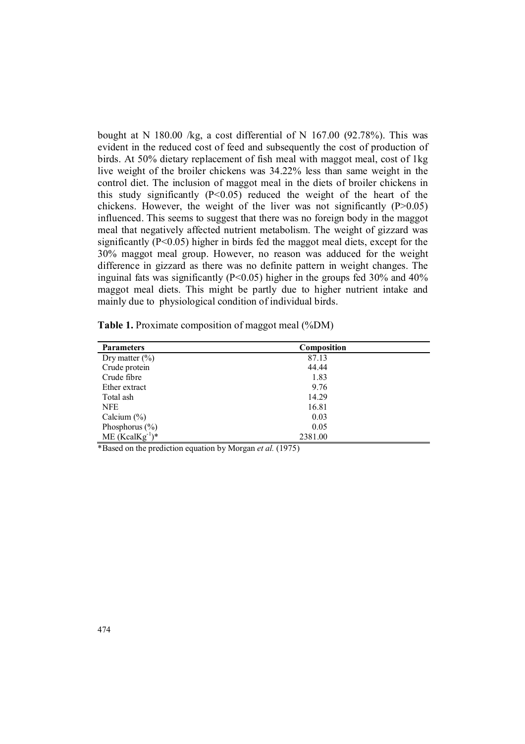bought at N 180.00 /kg, a cost differential of N 167.00 (92.78%). This was evident in the reduced cost of feed and subsequently the cost of production of birds. At 50% dietary replacement of fish meal with maggot meal, cost of 1kg live weight of the broiler chickens was 34.22% less than same weight in the control diet. The inclusion of maggot meal in the diets of broiler chickens in this study significantly ($P<0.05$) reduced the weight of the heart of the chickens. However, the weight of the liver was not significantly ($P>0.05$) influenced. This seems to suggest that there was no foreign body in the maggot meal that negatively affected nutrient metabolism. The weight of gizzard was significantly ($P<0.05$) higher in birds fed the maggot meal diets, except for the 30% maggot meal group. However, no reason was adduced for the weight difference in gizzard as there was no definite pattern in weight changes. The inguinal fats was significantly ($P<0.05$) higher in the groups fed 30% and 40% maggot meal diets. This might be partly due to higher nutrient intake and mainly due to physiological condition of individual birds.

**Table 1.** Proximate composition of maggot meal (%DM)

| Parameters | Composition |
|---|---|
| Dry matter (%) | 87.13 |
| Crude protein | 44.44 |
| Crude fibre | 1.83 |
| Ether extract | 9.76 |
| Total ash | 14.29 |
| NFE | 16.81 |
| Calcium (%) | 0.03 |
| Phosphorus (%) | 0.05 |
| ME ($KcalKg^{-1}$)* | 2381.00 |

*Based on the prediction equation by Morgan *et al.* (1975)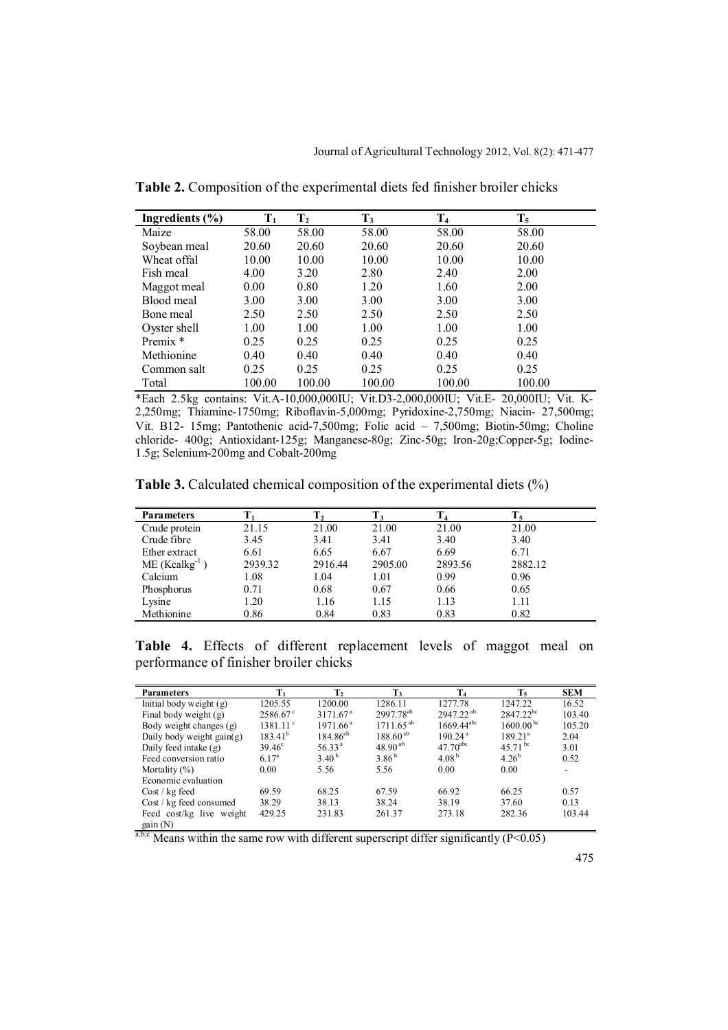**Table 2.** Composition of the experimental diets fed finisher broiler chicks

| Ingredients (%) | $T_1$ | $T_2$ | $T_3$ | $T_4$ | $T_5$ |
|---|---|---|---|---|---|
| Maize | 58.00 | 58.00 | 58.00 | 58.00 | 58.00 |
| Soybean meal | 20.60 | 20.60 | 20.60 | 20.60 | 20.60 |
| Wheat offal | 10.00 | 10.00 | 10.00 | 10.00 | 10.00 |
| Fish meal | 4.00 | 3.20 | 2.80 | 2.40 | 2.00 |
| Maggot meal | 0.00 | 0.80 | 1.20 | 1.60 | 2.00 |
| Blood meal | 3.00 | 3.00 | 3.00 | 3.00 | 3.00 |
| Bone meal | 2.50 | 2.50 | 2.50 | 2.50 | 2.50 |
| Oyster shell | 1.00 | 1.00 | 1.00 | 1.00 | 1.00 |
| Premix * | 0.25 | 0.25 | 0.25 | 0.25 | 0.25 |
| Methionine | 0.40 | 0.40 | 0.40 | 0.40 | 0.40 |
| Common salt | 0.25 | 0.25 | 0.25 | 0.25 | 0.25 |
| Total | 100.00 | 100.00 | 100.00 | 100.00 | 100.00 |

*Each 2.5kg contains: Vit.A-10,000,000IU; Vit.D3-2,000,000IU; Vit.E- 20,000IU; Vit. K-2,250mg; Thiamine-1750mg; Riboflavin-5,000mg; Pyridoxine-2,750mg; Niacin- 27,500mg; Vit. B12- 15mg; Pantothenic acid-7,500mg; Folic acid – 7,500mg; Biotin-50mg; Choline chloride- 400g; Antioxidant-125g; Manganese-80g; Zinc-50g; Iron-20g;Copper-5g; Iodine-1.5g; Selenium-200mg and Cobalt-200mg

**Table 3.** Calculated chemical composition of the experimental diets (%)

| Parameters | $T_1$ | $T_2$ | $T_3$ | $T_4$ | $T_5$ |
|---|---|---|---|---|---|
| Crude protein | 21.15 | 21.00 | 21.00 | 21.00 | 21.00 |
| Crude fibre | 3.45 | 3.41 | 3.41 | 3.40 | 3.40 |
| Ether extract | 6.61 | 6.65 | 6.67 | 6.69 | 6.71 |
| ME ($Kcalkg^{-1}$) | 2939.32 | 2916.44 | 2905.00 | 2893.56 | 2882.12 |
| Calcium | 1.08 | 1.04 | 1.01 | 0.99 | 0.96 |
| Phosphorus | 0.71 | 0.68 | 0.67 | 0.66 | 0.65 |
| Lysine | 1.20 | 1.16 | 1.15 | 1.13 | 1.11 |
| Methionine | 0.86 | 0.84 | 0.83 | 0.83 | 0.82 |

**Table 4.** Effects of different replacement levels of maggot meal on performance of finisher broiler chicks

| Parameters | $T_1$ | $T_2$ | $T_3$ | $T_4$ | $T_5$ | SEM |
|---|---|---|---|---|---|---|
| Initial body weight (g) | 1205.55 | 1200.00 | 1286.11 | 1277.78 | 1247.22 | 16.52 |
| Final body weight (g) | $2586.67^{c}$ | $3171.67^{a}$ | $2997.78^{ab}$ | $2947.22^{ab}$ | $2847.22^{bc}$ | 103.40 |
| Body weight changes (g) | $1381.11^{c}$ | $1971.66^{a}$ | $1711.65^{ab}$ | $1669.44^{abc}$ | $1600.00^{bc}$ | 105.20 |
| Daily body weight gain(g) | $183.41^{b}$ | $184.86^{ab}$ | $188.60^{ab}$ | $190.24^{a}$ | $189.21^{a}$ | 2.04 |
| Daily feed intake (g) | $39.46^{c}$ | $56.33^{a}$ | $48.90^{ab}$ | $47.70^{abc}$ | $45.71^{bc}$ | 3.01 |
| Feed conversion ratio | $6.17^{a}$ | $3.40^{b}$ | $3.86^{b}$ | $4.08^{b}$ | $4.26^{b}$ | 0.52 |
| Mortality (%) | 0.00 | 5.56 | 5.56 | 0.00 | 0.00 | - |
| Economic evaluation | | | | | | |
| Cost / kg feed | 69.59 | 68.25 | 67.59 | 66.92 | 66.25 | 0.57 |
| Cost / kg feed consumed | 38.29 | 38.13 | 38.24 | 38.19 | 37.60 | 0.13 |
| Feed cost/kg live weight gain (N) | 429.25 | 231.83 | 261.37 | 273.18 | 282.36 | 103.44 |

[a,b,c] Means within the same row with different superscript differ significantly ($P<0.05$)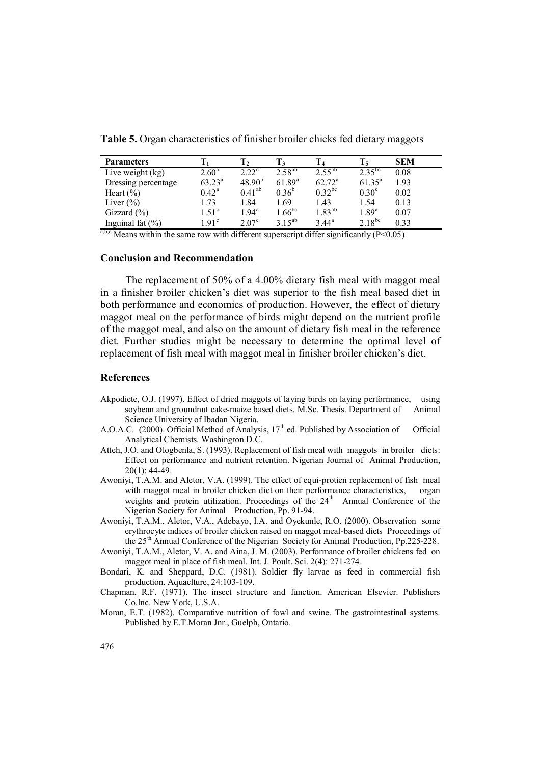**Table 5.** Organ characteristics of finisher broiler chicks fed dietary maggots

| Parameters | $T_1$ | $T_2$ | $T_3$ | $T_4$ | $T_5$ | SEM |
|---|---|---|---|---|---|---|
| Live weight (kg) | $2.60^{a}$ | $2.22^{c}$ | $2.58^{ab}$ | $2.55^{ab}$ | $2.35^{bc}$ | 0.08 |
| Dressing percentage | $63.23^{a}$ | $48.90^{b}$ | $61.89^{a}$ | $62.72^{a}$ | $61.35^{a}$ | 1.93 |
| Heart (%) | $0.42^{a}$ | $0.41^{ab}$ | $0.36^{b}$ | $0.32^{bc}$ | $0.30^{c}$ | 0.02 |
| Liver (%) | 1.73 | 1.84 | 1.69 | 1.43 | 1.54 | 0.13 |
| Gizzard (%) | $1.51^{c}$ | $1.94^{a}$ | $1.66^{bc}$ | $1.83^{ab}$ | $1.89^{a}$ | 0.07 |
| Inguinal fat (%) | $1.91^{c}$ | $2.07^{c}$ | $3.15^{ab}$ | $3.44^{a}$ | $2.18^{bc}$ | 0.33 |

[a,b,c] Means within the same row with different superscript differ significantly ($P<0.05$)

## Conclusion and Recommendation

The replacement of 50% of a 4.00% dietary fish meal with maggot meal in a finisher broiler chicken's diet was superior to the fish meal based diet in both performance and economics of production. However, the effect of dietary maggot meal on the performance of birds might depend on the nutrient profile of the maggot meal, and also on the amount of dietary fish meal in the reference diet. Further studies might be necessary to determine the optimal level of replacement of fish meal with maggot meal in finisher broiler chicken's diet.

## References

Akpodiete, O.J. (1997). Effect of dried maggots of laying birds on laying performance, using soybean and groundnut cake-maize based diets. M.Sc. Thesis. Department of Animal Science University of Ibadan Nigeria.

A.O.A.C. (2000). Official Method of Analysis, 17th ed. Published by Association of Official Analytical Chemists. Washington D.C.

Atteh, J.O. and Ologbenla, S. (1993). Replacement of fish meal with maggots in broiler diets: Effect on performance and nutrient retention. Nigerian Journal of Animal Production, 20(1): 44-49.

Awoniyi, T.A.M. and Aletor, V.A. (1999). The effect of equi-protien replacement of fish meal with maggot meal in broiler chicken diet on their performance characteristics, organ weights and protein utilization. Proceedings of the 24th Annual Conference of the Nigerian Society for Animal Production, Pp. 91-94.

Awoniyi, T.A.M., Aletor, V.A., Adebayo, I.A. and Oyekunle, R.O. (2000). Observation some erythrocyte indices of broiler chicken raised on maggot meal-based diets Proceedings of the 25th Annual Conference of the Nigerian Society for Animal Production, Pp.225-228.

Awoniyi, T.A.M., Aletor, V. A. and Aina, J. M. (2003). Performance of broiler chickens fed on maggot meal in place of fish meal. Int. J. Poult. Sci. 2(4): 271-274.

Bondari, K. and Sheppard, D.C. (1981). Soldier fly larvae as feed in commercial fish production. Aquaclture, 24:103-109.

Chapman, R.F. (1971). The insect structure and function. American Elsevier. Publishers Co.Inc. New York, U.S.A.

Moran, E.T. (1982). Comparative nutrition of fowl and swine. The gastrointestinal systems. Published by E.T.Moran Jnr., Guelph, Ontario.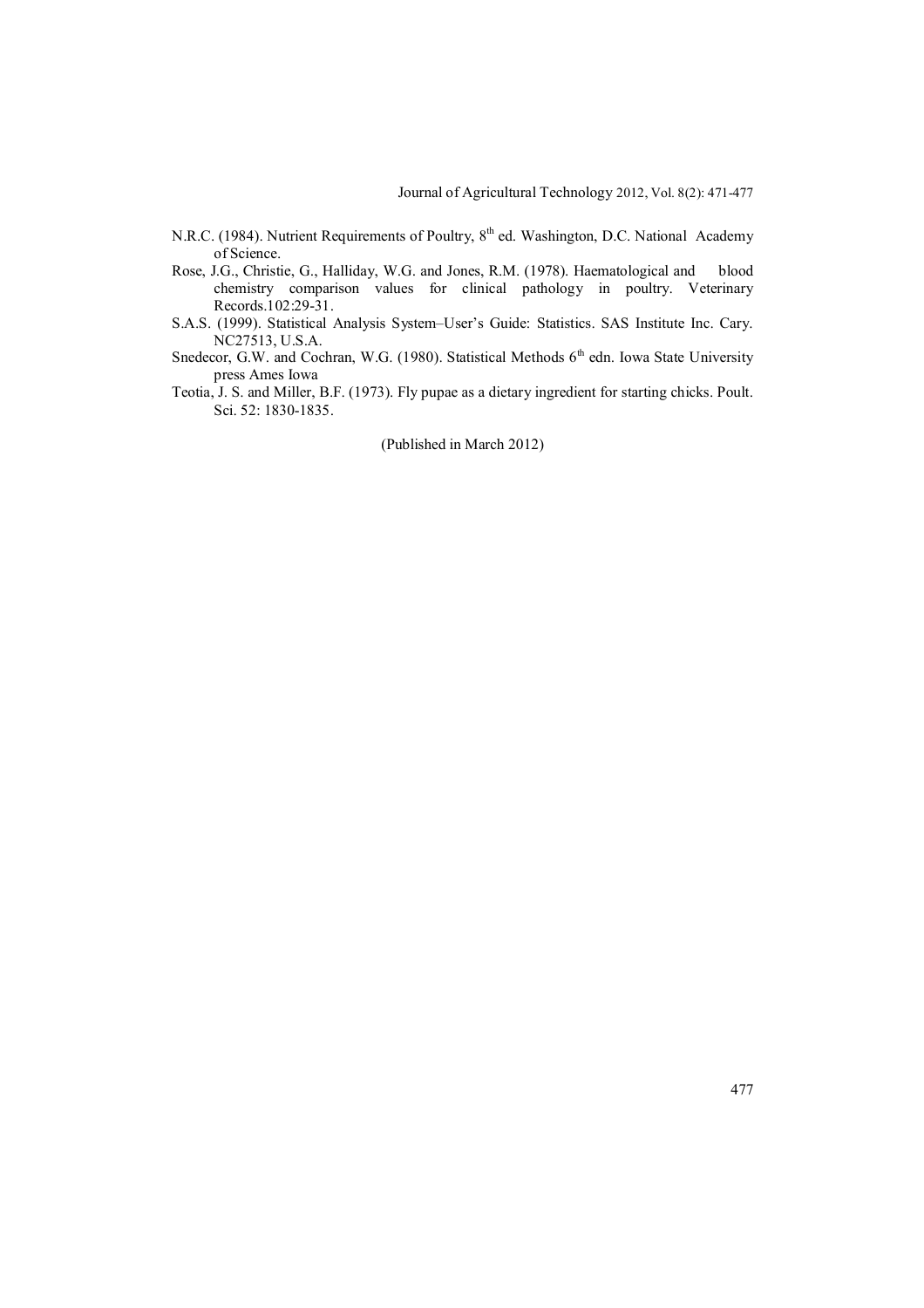N.R.C. (1984). Nutrient Requirements of Poultry, 8th ed. Washington, D.C. National Academy of Science.

Rose, J.G., Christie, G., Halliday, W.G. and Jones, R.M. (1978). Haematological and blood chemistry comparison values for clinical pathology in poultry. Veterinary Records.102:29-31.

S.A.S. (1999). Statistical Analysis System–User's Guide: Statistics. SAS Institute Inc. Cary. NC27513, U.S.A.

Snedecor, G.W. and Cochran, W.G. (1980). Statistical Methods 6th edn. Iowa State University press Ames Iowa

Teotia, J. S. and Miller, B.F. (1973). Fly pupae as a dietary ingredient for starting chicks. Poult. Sci. 52: 1830-1835.

(Published in March 2012)